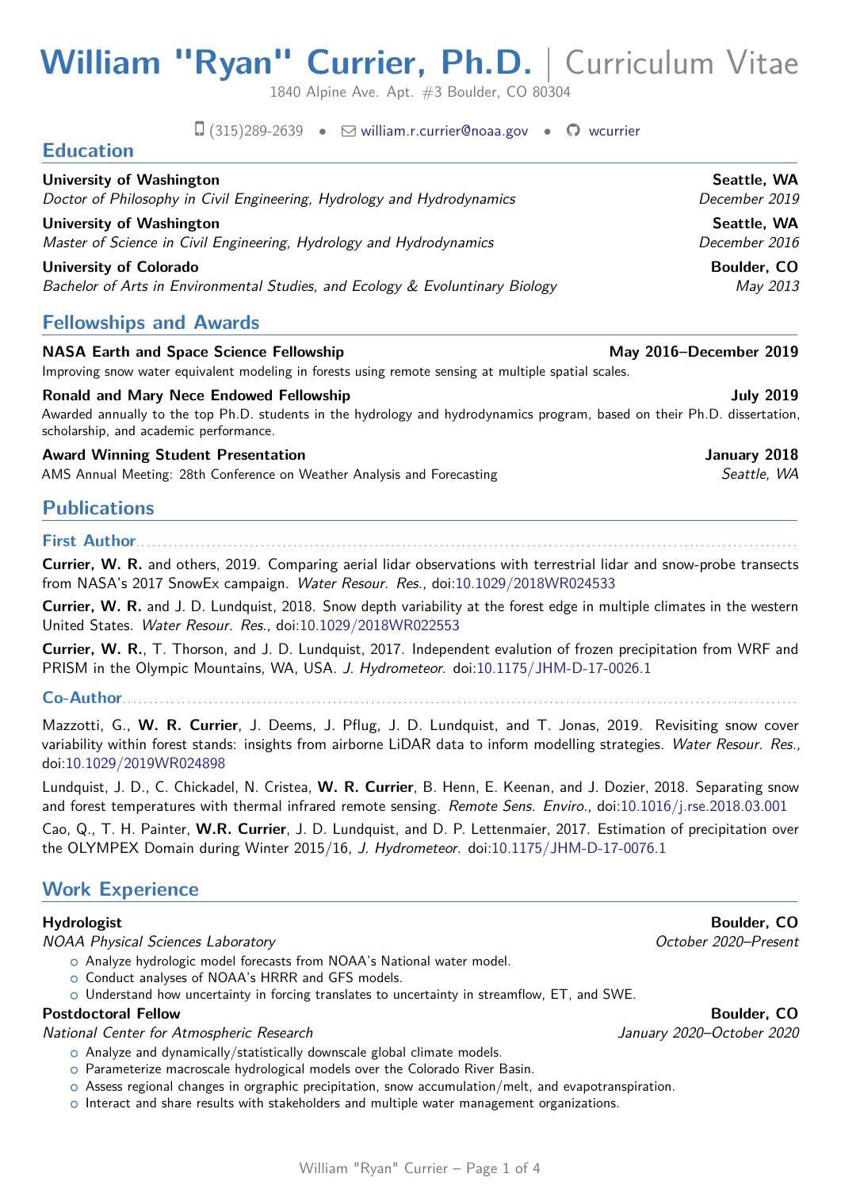# William "Ryan" Currier, Ph.D. | Curriculum Vitae

1840 Alpine Ave. Apt. #3 Boulder, CO 80304

(315)289-2639 • william.r.currier@noaa.gov • wcurrier

## Education

**University of Washington** — **Seattle, WA**
*Doctor of Philosophy in Civil Engineering, Hydrology and Hydrodynamics* — *December 2019*

**University of Washington** — **Seattle, WA**
*Master of Science in Civil Engineering, Hydrology and Hydrodynamics* — *December 2016*

**University of Colorado** — **Boulder, CO**
*Bachelor of Arts in Environmental Studies, and Ecology & Evoluntinary Biology* — *May 2013*

## Fellowships and Awards

**NASA Earth and Space Science Fellowship** — **May 2016–December 2019**
Improving snow water equivalent modeling in forests using remote sensing at multiple spatial scales.

**Ronald and Mary Nece Endowed Fellowship** — **July 2019**
Awarded annually to the top Ph.D. students in the hydrology and hydrodynamics program, based on their Ph.D. dissertation, scholarship, and academic performance.

**Award Winning Student Presentation** — **January 2018**
AMS Annual Meeting: 28th Conference on Weather Analysis and Forecasting — *Seattle, WA*

## Publications

### First Author

**Currier, W. R.** and others, 2019. Comparing aerial lidar observations with terrestrial lidar and snow-probe transects from NASA's 2017 SnowEx campaign. *Water Resour. Res.,* doi:10.1029/2018WR024533

**Currier, W. R.** and J. D. Lundquist, 2018. Snow depth variability at the forest edge in multiple climates in the western United States. *Water Resour. Res.,* doi:10.1029/2018WR022553

**Currier, W. R.**, T. Thorson, and J. D. Lundquist, 2017. Independent evalution of frozen precipitation from WRF and PRISM in the Olympic Mountains, WA, USA. *J. Hydrometeor.* doi:10.1175/JHM-D-17-0026.1

### Co-Author

Mazzotti, G., **W. R. Currier**, J. Deems, J. Pflug, J. D. Lundquist, and T. Jonas, 2019. Revisiting snow cover variability within forest stands: insights from airborne LiDAR data to inform modelling strategies. *Water Resour. Res.,* doi:10.1029/2019WR024898

Lundquist, J. D., C. Chickadel, N. Cristea, **W. R. Currier**, B. Henn, E. Keenan, and J. Dozier, 2018. Separating snow and forest temperatures with thermal infrared remote sensing. *Remote Sens. Enviro.*, doi:10.1016/j.rse.2018.03.001

Cao, Q., T. H. Painter, **W.R. Currier**, J. D. Lundquist, and D. P. Lettenmaier, 2017. Estimation of precipitation over the OLYMPEX Domain during Winter 2015/16, *J. Hydrometeor.* doi:10.1175/JHM-D-17-0076.1

## Work Experience

**Hydrologist** — **Boulder, CO**
*NOAA Physical Sciences Laboratory* — *October 2020–Present*

- Analyze hydrologic model forecasts from NOAA's National water model.
- Conduct analyses of NOAA's HRRR and GFS models.
- Understand how uncertainty in forcing translates to uncertainty in streamflow, ET, and SWE.

**Postdoctoral Fellow** — **Boulder, CO**
*National Center for Atmospheric Research* — *January 2020–October 2020*

- Analyze and dynamically/statistically downscale global climate models.
- Parameterize macroscale hydrological models over the Colorado River Basin.
- Assess regional changes in orgraphic precipitation, snow accumulation/melt, and evapotranspiration.
- Interact and share results with stakeholders and multiple water management organizations.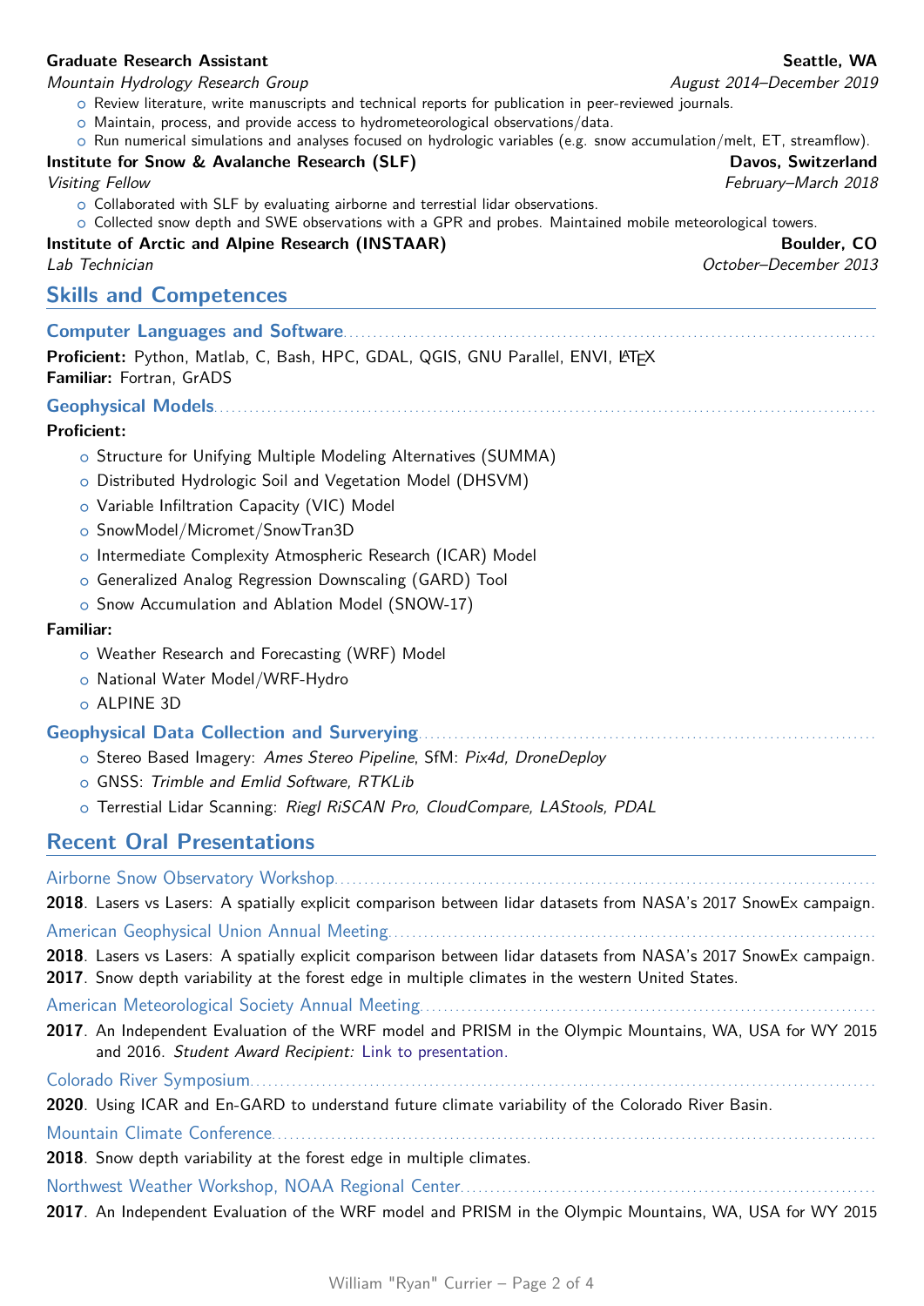**Graduate Research Assistant** — **Seattle, WA**
*Mountain Hydrology Research Group* — *August 2014–December 2019*

- Review literature, write manuscripts and technical reports for publication in peer-reviewed journals.
- Maintain, process, and provide access to hydrometeorological observations/data.
- Run numerical simulations and analyses focused on hydrologic variables (e.g. snow accumulation/melt, ET, streamflow).

**Institute for Snow & Avalanche Research (SLF)** — **Davos, Switzerland**
*Visiting Fellow* — *February–March 2018*

- Collaborated with SLF by evaluating airborne and terrestial lidar observations.
- Collected snow depth and SWE observations with a GPR and probes. Maintained mobile meteorological towers.

**Institute of Arctic and Alpine Research (INSTAAR)** — **Boulder, CO**
*Lab Technician* — *October–December 2013*

## Skills and Competences

### Computer Languages and Software

**Proficient:** Python, Matlab, C, Bash, HPC, GDAL, QGIS, GNU Parallel, ENVI, LaTeX
**Familiar:** Fortran, GrADS

### Geophysical Models

**Proficient:**

- Structure for Unifying Multiple Modeling Alternatives (SUMMA)
- Distributed Hydrologic Soil and Vegetation Model (DHSVM)
- Variable Infiltration Capacity (VIC) Model
- SnowModel/Micromet/SnowTran3D
- Intermediate Complexity Atmospheric Research (ICAR) Model
- Generalized Analog Regression Downscaling (GARD) Tool
- Snow Accumulation and Ablation Model (SNOW-17)

**Familiar:**

- Weather Research and Forecasting (WRF) Model
- National Water Model/WRF-Hydro
- ALPINE 3D

### Geophysical Data Collection and Surverying

- Stereo Based Imagery: *Ames Stereo Pipeline*, SfM: *Pix4d, DroneDeploy*
- GNSS: *Trimble and Emlid Software, RTKLib*
- Terrestial Lidar Scanning: *Riegl RiSCAN Pro, CloudCompare, LAStools, PDAL*

## Recent Oral Presentations

### Airborne Snow Observatory Workshop

**2018**. Lasers vs Lasers: A spatially explicit comparison between lidar datasets from NASA's 2017 SnowEx campaign.

### American Geophysical Union Annual Meeting

**2018**. Lasers vs Lasers: A spatially explicit comparison between lidar datasets from NASA's 2017 SnowEx campaign.
**2017**. Snow depth variability at the forest edge in multiple climates in the western United States.

### American Meteorological Society Annual Meeting

**2017**. An Independent Evaluation of the WRF model and PRISM in the Olympic Mountains, WA, USA for WY 2015 and 2016. *Student Award Recipient:* Link to presentation.

### Colorado River Symposium

**2020**. Using ICAR and En-GARD to understand future climate variability of the Colorado River Basin.

### Mountain Climate Conference

**2018**. Snow depth variability at the forest edge in multiple climates.

### Northwest Weather Workshop, NOAA Regional Center

**2017**. An Independent Evaluation of the WRF model and PRISM in the Olympic Mountains, WA, USA for WY 2015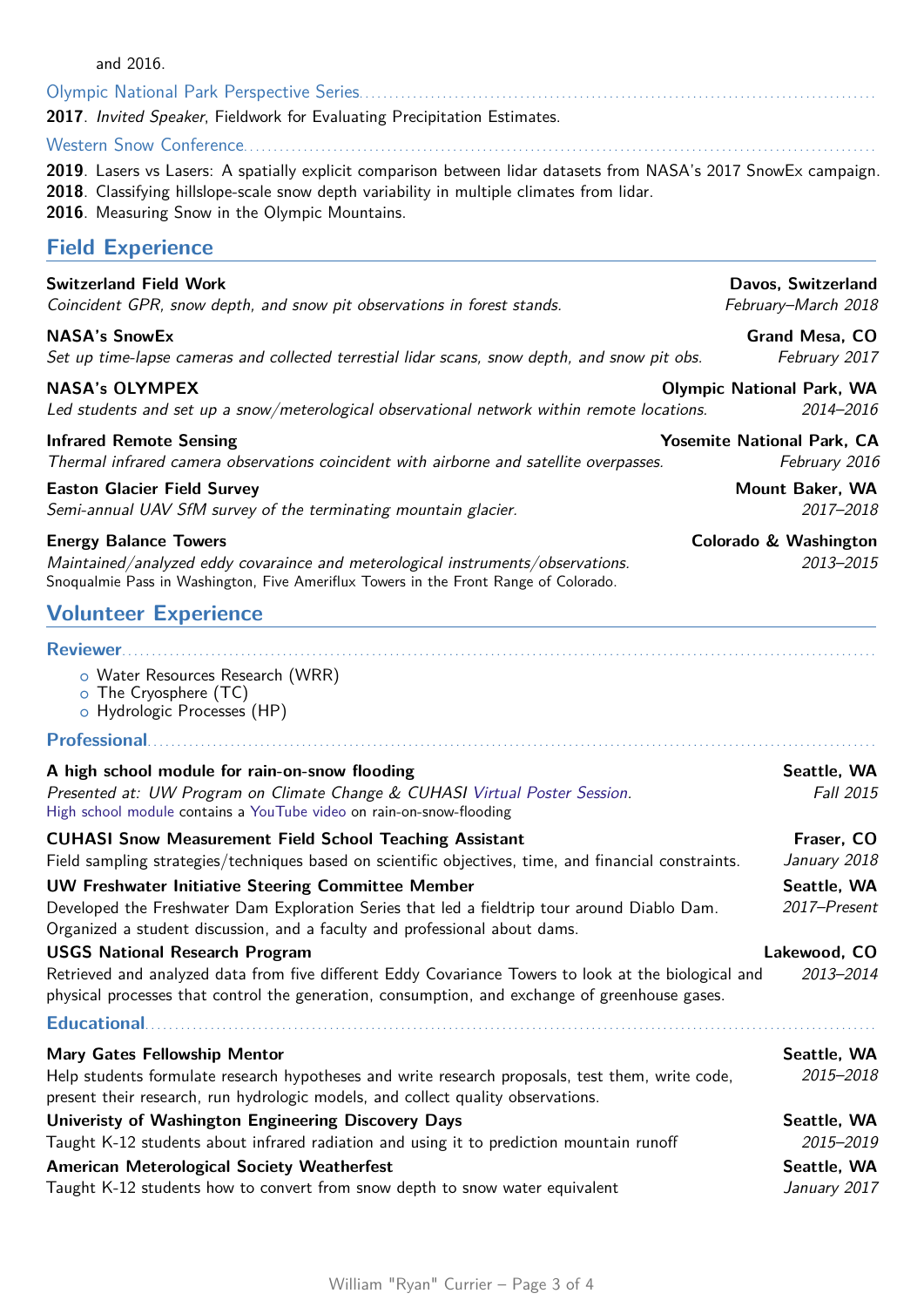and 2016.

Olympic National Park Perspective Series

**2017**. *Invited Speaker*, Fieldwork for Evaluating Precipitation Estimates.

Western Snow Conference

**2019**. Lasers vs Lasers: A spatially explicit comparison between lidar datasets from NASA's 2017 SnowEx campaign.
**2018**. Classifying hillslope-scale snow depth variability in multiple climates from lidar.
**2016**. Measuring Snow in the Olympic Mountains.

## Field Experience

**Switzerland Field Work** — **Davos, Switzerland**
*Coincident GPR, snow depth, and snow pit observations in forest stands.* — *February–March 2018*

**NASA's SnowEx** — **Grand Mesa, CO**
*Set up time-lapse cameras and collected terrestial lidar scans, snow depth, and snow pit obs.* — *February 2017*

**NASA's OLYMPEX** — **Olympic National Park, WA**
*Led students and set up a snow/meterological observational network within remote locations.* — *2014–2016*

**Infrared Remote Sensing** — **Yosemite National Park, CA**
*Thermal infrared camera observations coincident with airborne and satellite overpasses.* — *February 2016*

**Easton Glacier Field Survey** — **Mount Baker, WA**
*Semi-annual UAV SfM survey of the terminating mountain glacier.* — *2017–2018*

**Energy Balance Towers** — **Colorado & Washington**
*Maintained/analyzed eddy covaraince and meterological instruments/observations.* — *2013–2015*
Snoqualmie Pass in Washington, Five Ameriflux Towers in the Front Range of Colorado.

## Volunteer Experience

### Reviewer

- Water Resources Research (WRR)
- The Cryosphere (TC)
- Hydrologic Processes (HP)

### Professional

**A high school module for rain-on-snow flooding** — **Seattle, WA**
*Presented at: UW Program on Climate Change & CUHASI Virtual Poster Session.* — *Fall 2015*
High school module contains a YouTube video on rain-on-snow-flooding

**CUHASI Snow Measurement Field School Teaching Assistant** — **Fraser, CO**
Field sampling strategies/techniques based on scientific objectives, time, and financial constraints. — *January 2018*

**UW Freshwater Initiative Steering Committee Member** — **Seattle, WA**
Developed the Freshwater Dam Exploration Series that led a fieldtrip tour around Diablo Dam. Organized a student discussion, and a faculty and professional about dams. — *2017–Present*

**USGS National Research Program** — **Lakewood, CO**
Retrieved and analyzed data from five different Eddy Covariance Towers to look at the biological and physical processes that control the generation, consumption, and exchange of greenhouse gases. — *2013–2014*

### Educational

**Mary Gates Fellowship Mentor** — **Seattle, WA**
Help students formulate research hypotheses and write research proposals, test them, write code, present their research, run hydrologic models, and collect quality observations. — *2015–2018*

**Univeristy of Washington Engineering Discovery Days** — **Seattle, WA**
Taught K-12 students about infrared radiation and using it to prediction mountain runoff — *2015–2019*

**American Meterological Society Weatherfest** — **Seattle, WA**
Taught K-12 students how to convert from snow depth to snow water equivalent — *January 2017*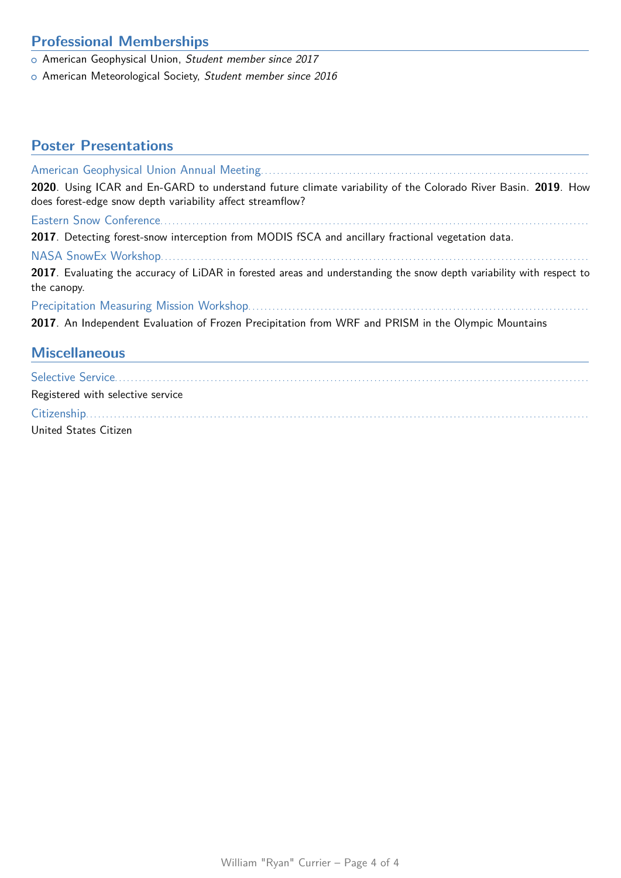## Professional Memberships

- American Geophysical Union, *Student member since 2017*
- American Meteorological Society, *Student member since 2016*

## Poster Presentations

American Geophysical Union Annual Meeting

**2020**. Using ICAR and En-GARD to understand future climate variability of the Colorado River Basin. **2019**. How does forest-edge snow depth variability affect streamflow?

Eastern Snow Conference

**2017**. Detecting forest-snow interception from MODIS fSCA and ancillary fractional vegetation data.

NASA SnowEx Workshop

**2017**. Evaluating the accuracy of LiDAR in forested areas and understanding the snow depth variability with respect to the canopy.

Precipitation Measuring Mission Workshop

**2017**. An Independent Evaluation of Frozen Precipitation from WRF and PRISM in the Olympic Mountains

## Miscellaneous

Selective Service

Registered with selective service

Citizenship

United States Citizen